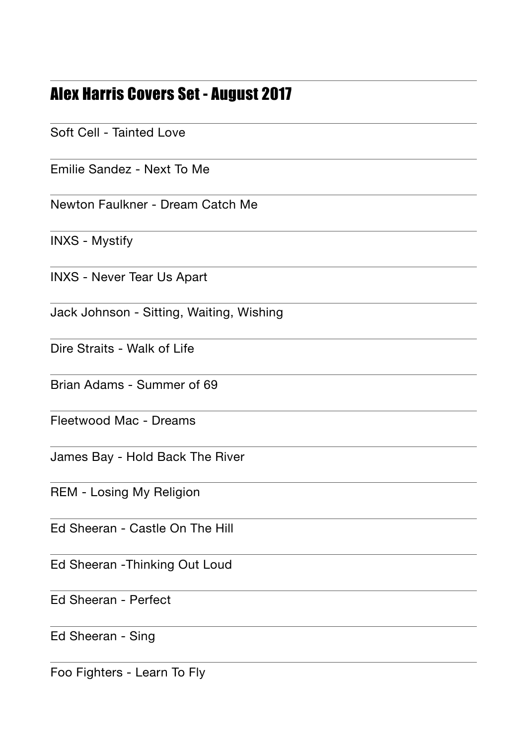# Alex Harris Covers Set - August 2017

Soft Cell - Tainted Love

Emilie Sandez - Next To Me

Newton Faulkner - Dream Catch Me

INXS - Mystify

INXS - Never Tear Us Apart

Jack Johnson - Sitting, Waiting, Wishing

Dire Straits - Walk of Life

Brian Adams - Summer of 69

Fleetwood Mac - Dreams

James Bay - Hold Back The River

REM - Losing My Religion

Ed Sheeran - Castle On The Hill

Ed Sheeran -Thinking Out Loud

Ed Sheeran - Perfect

Ed Sheeran - Sing

Foo Fighters - Learn To Fly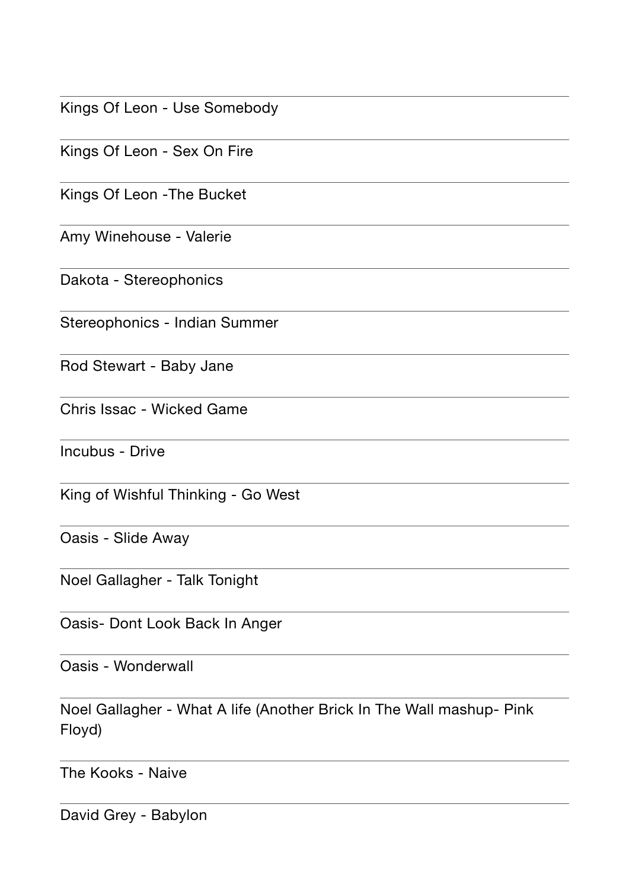Kings Of Leon - Use Somebody

Kings Of Leon - Sex On Fire

Kings Of Leon -The Bucket

Amy Winehouse - Valerie

Dakota - Stereophonics

Stereophonics - Indian Summer

Rod Stewart - Baby Jane

Chris Issac - Wicked Game

Incubus - Drive

King of Wishful Thinking - Go West

Oasis - Slide Away

Noel Gallagher - Talk Tonight

Oasis- Dont Look Back In Anger

Oasis - Wonderwall

Noel Gallagher - What A life (Another Brick In The Wall mashup- Pink Floyd)

The Kooks - Naive

David Grey - Babylon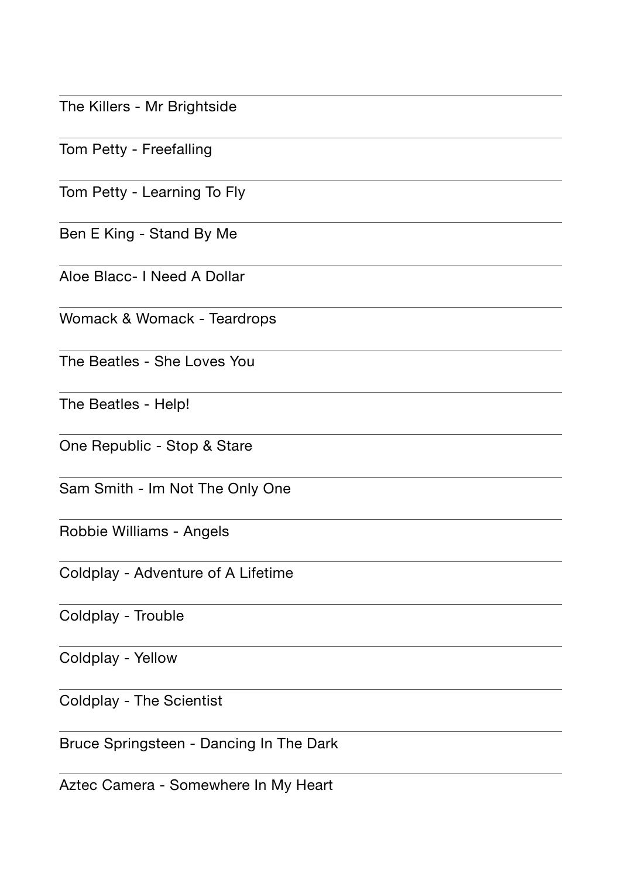The Killers - Mr Brightside

Tom Petty - Freefalling

Tom Petty - Learning To Fly

Ben E King - Stand By Me

Aloe Blacc- I Need A Dollar

Womack & Womack - Teardrops

The Beatles - She Loves You

The Beatles - Help!

One Republic - Stop & Stare

Sam Smith - Im Not The Only One

Robbie Williams - Angels

Coldplay - Adventure of A Lifetime

Coldplay - Trouble

Coldplay - Yellow

Coldplay - The Scientist

Bruce Springsteen - Dancing In The Dark

Aztec Camera - Somewhere In My Heart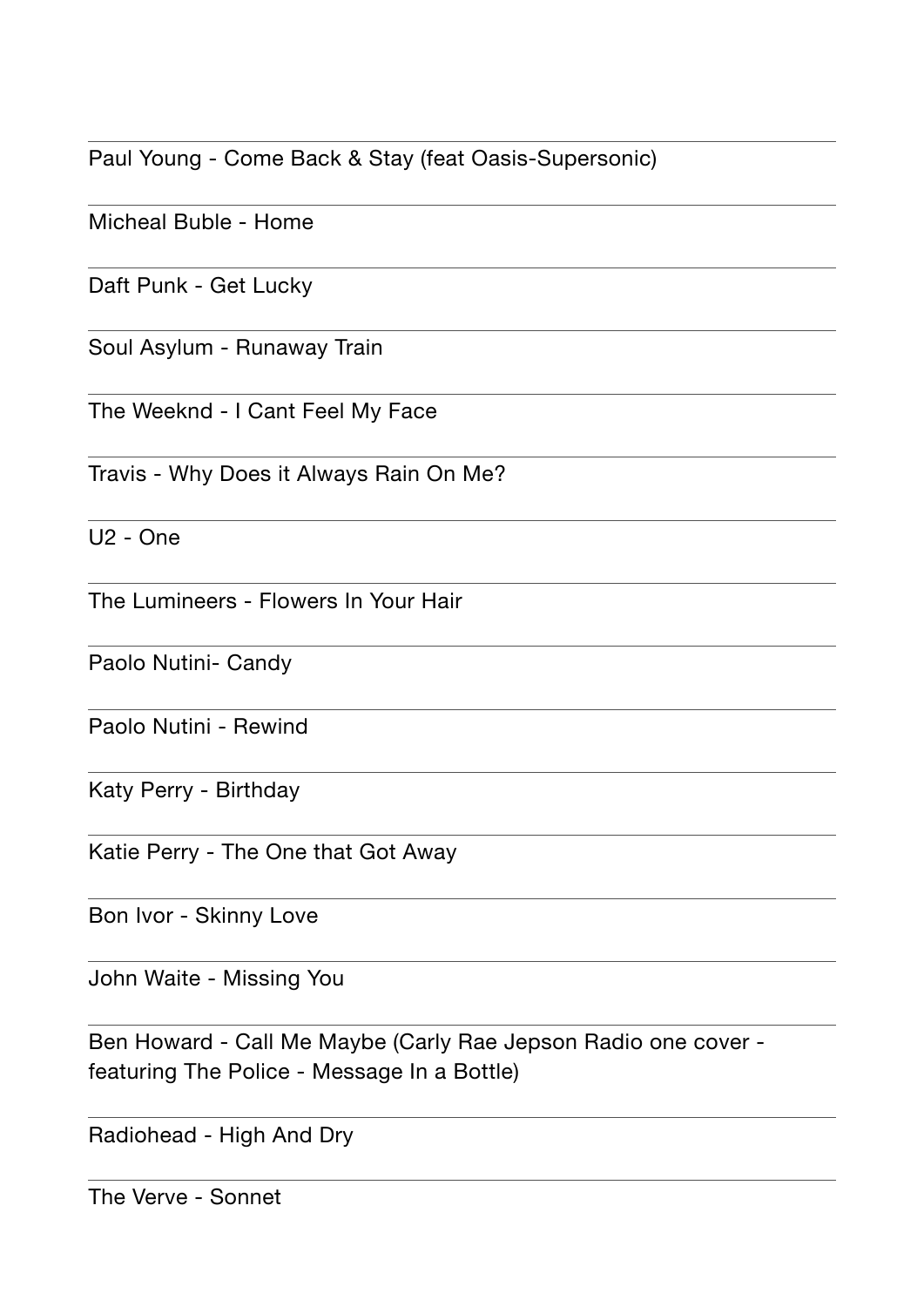Paul Young - Come Back & Stay (feat Oasis-Supersonic)

Micheal Buble - Home

Daft Punk - Get Lucky

Soul Asylum - Runaway Train

The Weeknd - I Cant Feel My Face

Travis - Why Does it Always Rain On Me?

U2 - One

The Lumineers - Flowers In Your Hair

Paolo Nutini- Candy

Paolo Nutini - Rewind

Katy Perry - Birthday

Katie Perry - The One that Got Away

Bon Ivor - Skinny Love

John Waite - Missing You

Ben Howard - Call Me Maybe (Carly Rae Jepson Radio one cover - featuring The Police - Message In a Bottle)

Radiohead - High And Dry

The Verve - Sonnet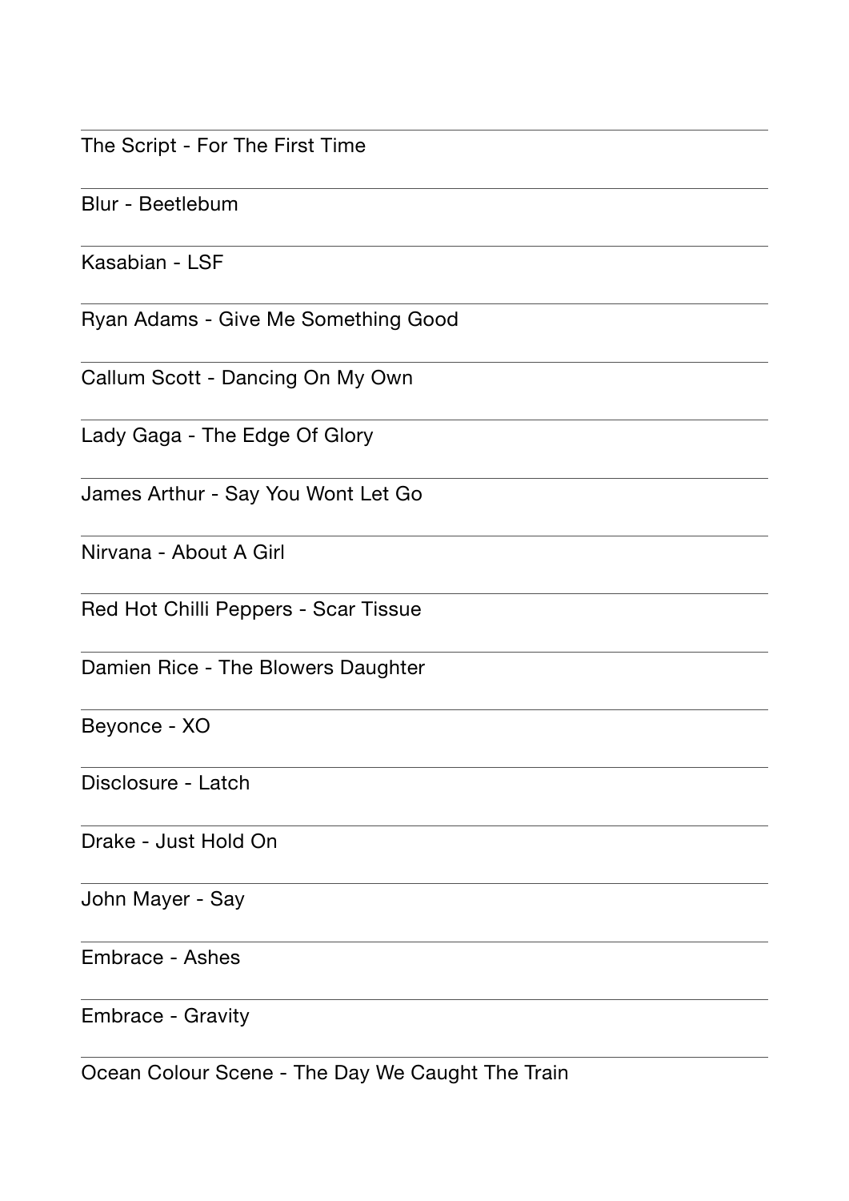The Script - For The First Time

Blur - Beetlebum

Kasabian - LSF

Ryan Adams - Give Me Something Good

Callum Scott - Dancing On My Own

Lady Gaga - The Edge Of Glory

James Arthur - Say You Wont Let Go

Nirvana - About A Girl

Red Hot Chilli Peppers - Scar Tissue

Damien Rice - The Blowers Daughter

Beyonce - XO

Disclosure - Latch

Drake - Just Hold On

John Mayer - Say

Embrace - Ashes

Embrace - Gravity

Ocean Colour Scene - The Day We Caught The Train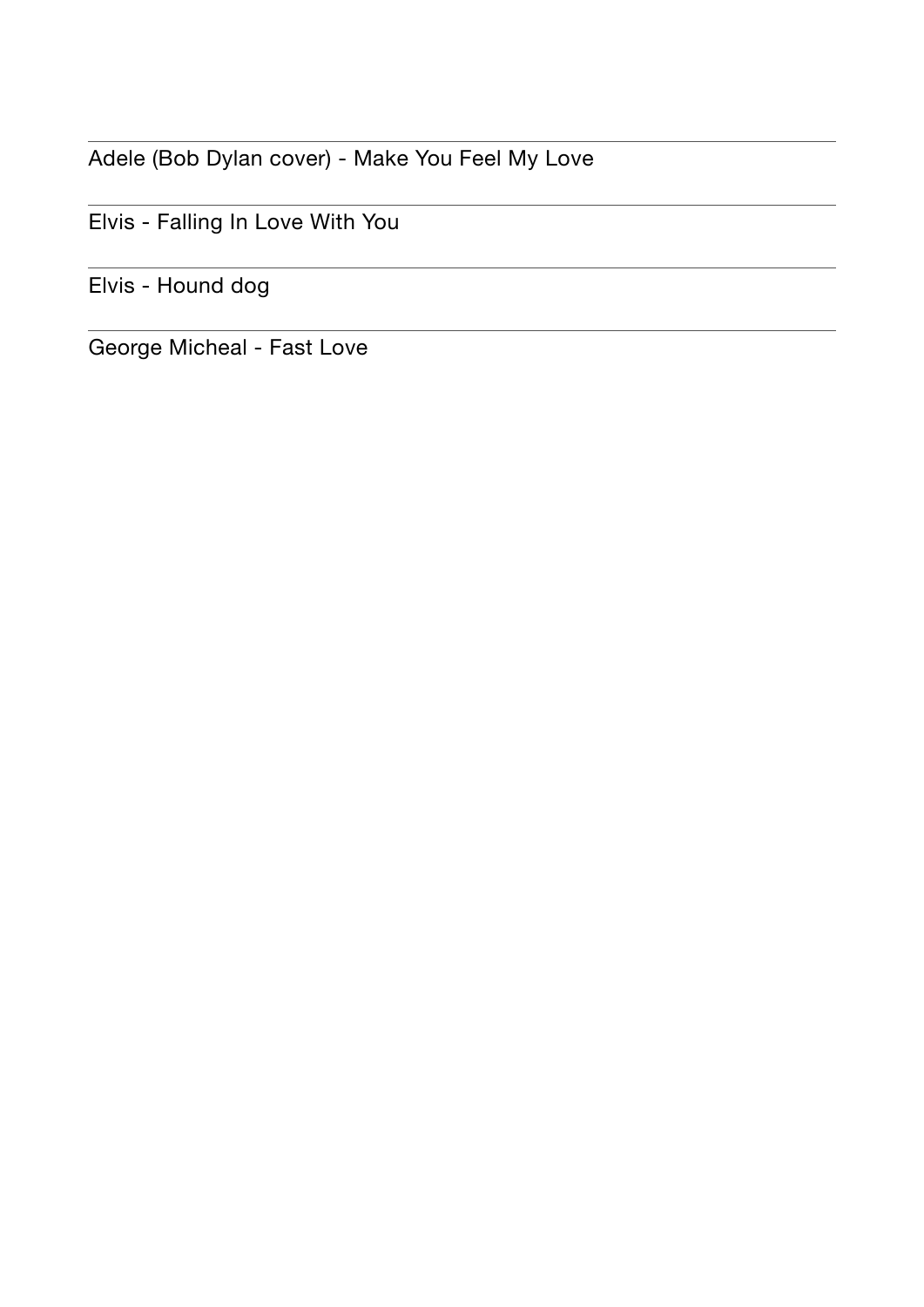Adele (Bob Dylan cover) - Make You Feel My Love

Elvis - Falling In Love With You

Elvis - Hound dog

George Micheal - Fast Love